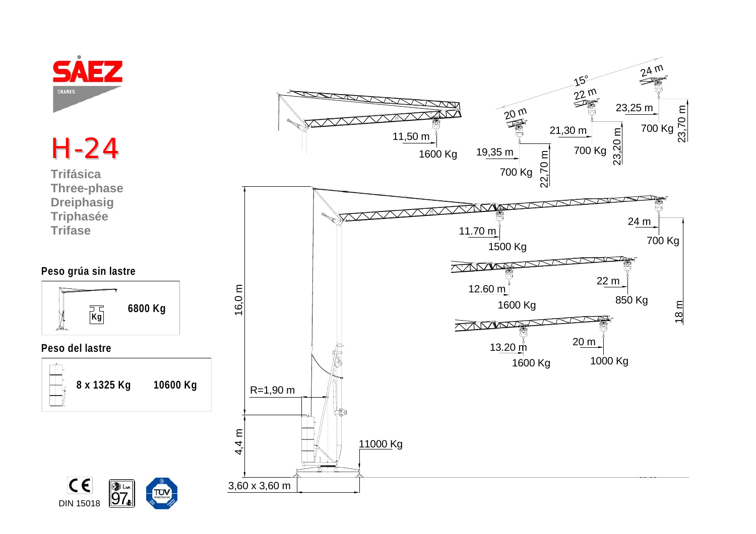SAEZ CRANES

# H-24

Trifásica
Three-phase
Dreiphasig
Triphasée
Trifase

## Peso grúa sin lastre

| Kg | 6800 Kg |
|---|---|

## Peso del lastre

| 8 x 1325 Kg | 10600 Kg |
|---|---|

16,0 m

4,4 m

R=1,90 m

11000 Kg

3,60 x 3,60 m

11,50 m — 1600 Kg

15°

20 m — 19,35 m — 700 Kg — 22,70 m

22 m — 21,30 m — 700 Kg — 23,20 m

24 m — 23,25 m — 700 Kg — 23,70 m

11.70 m — 1500 Kg

24 m — 700 Kg

12.60 m — 1600 Kg

22 m — 850 Kg

18 m

13.20 m — 1600 Kg

20 m — 1000 Kg

CE

DIN 15018

LwA 97

TÜV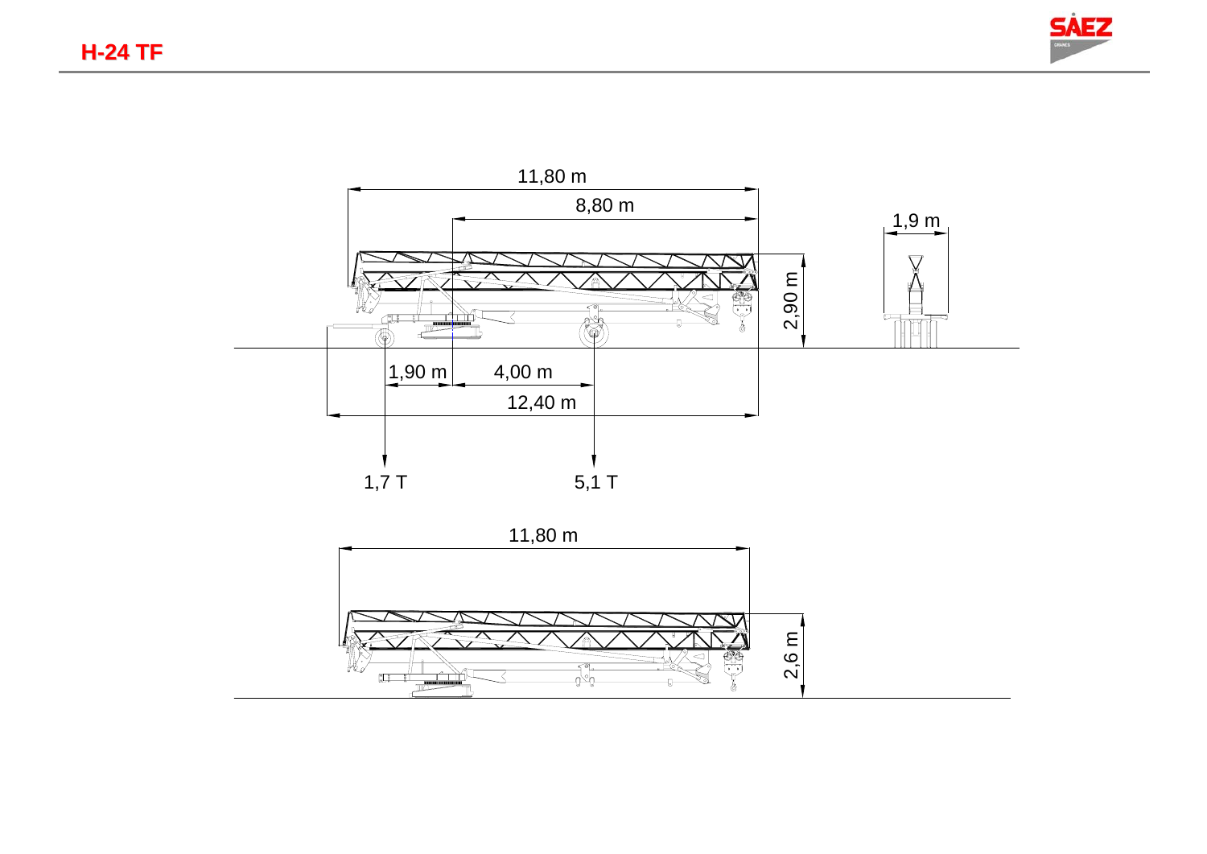# H-24 TF

11,80 m

8,80 m

1,9 m

2,90 m

1,90 m

4,00 m

12,40 m

1,7 T

5,1 T

11,80 m

2,6 m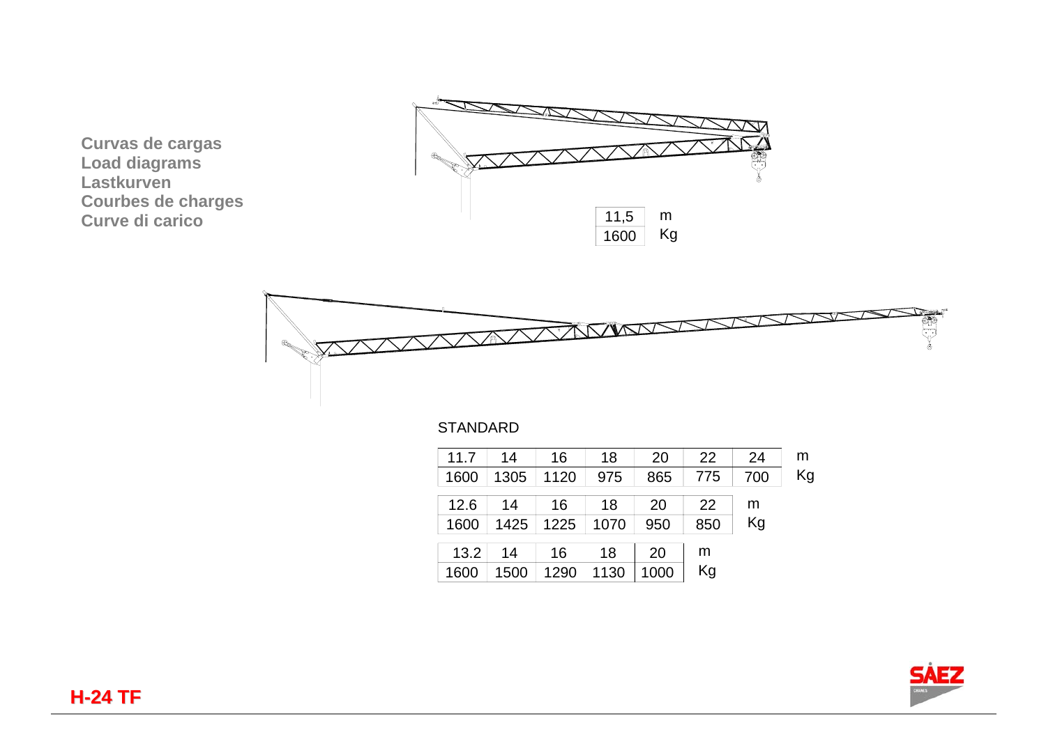**Curvas de cargas**
**Load diagrams**
**Lastkurven**
**Courbes de charges**
**Curve di carico**

| 11,5 | m |
|---|---|
| 1600 | Kg |

STANDARD

| 11.7 | 14 | 16 | 18 | 20 | 22 | 24 | m |
|---|---|---|---|---|---|---|---|
| 1600 | 1305 | 1120 | 975 | 865 | 775 | 700 | Kg |

| 12.6 | 14 | 16 | 18 | 20 | 22 | m |
|---|---|---|---|---|---|---|
| 1600 | 1425 | 1225 | 1070 | 950 | 850 | Kg |

| 13.2 | 14 | 16 | 18 | 20 | m |
|---|---|---|---|---|---|
| 1600 | 1500 | 1290 | 1130 | 1000 | Kg |

**H-24 TF**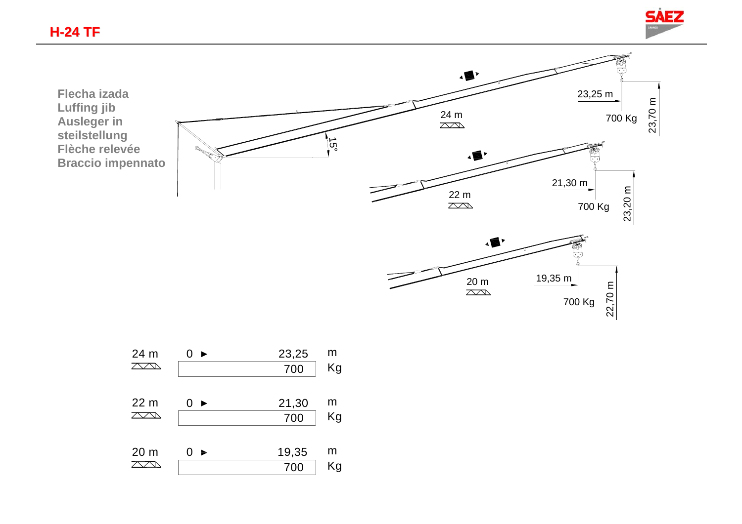## H-24 TF

**Flecha izada**
**Luffing jib**
**Ausleger in steilstellung**
**Flèche relevée**
**Braccio impennato**

15°

| Jib | Radius | | Unit |
|---|---|---|---|
| 24 m | 0 ► | 23,25 | m |
| | | 700 | Kg |
| 22 m | 0 ► | 21,30 | m |
| | | 700 | Kg |
| 20 m | 0 ► | 19,35 | m |
| | | 700 | Kg |

| Jib | Radius | Load | Height |
|---|---|---|---|
| 24 m | 23,25 m | 700 Kg | 23,70 m |
| 22 m | 21,30 m | 700 Kg | 23,20 m |
| 20 m | 19,35 m | 700 Kg | 22,70 m |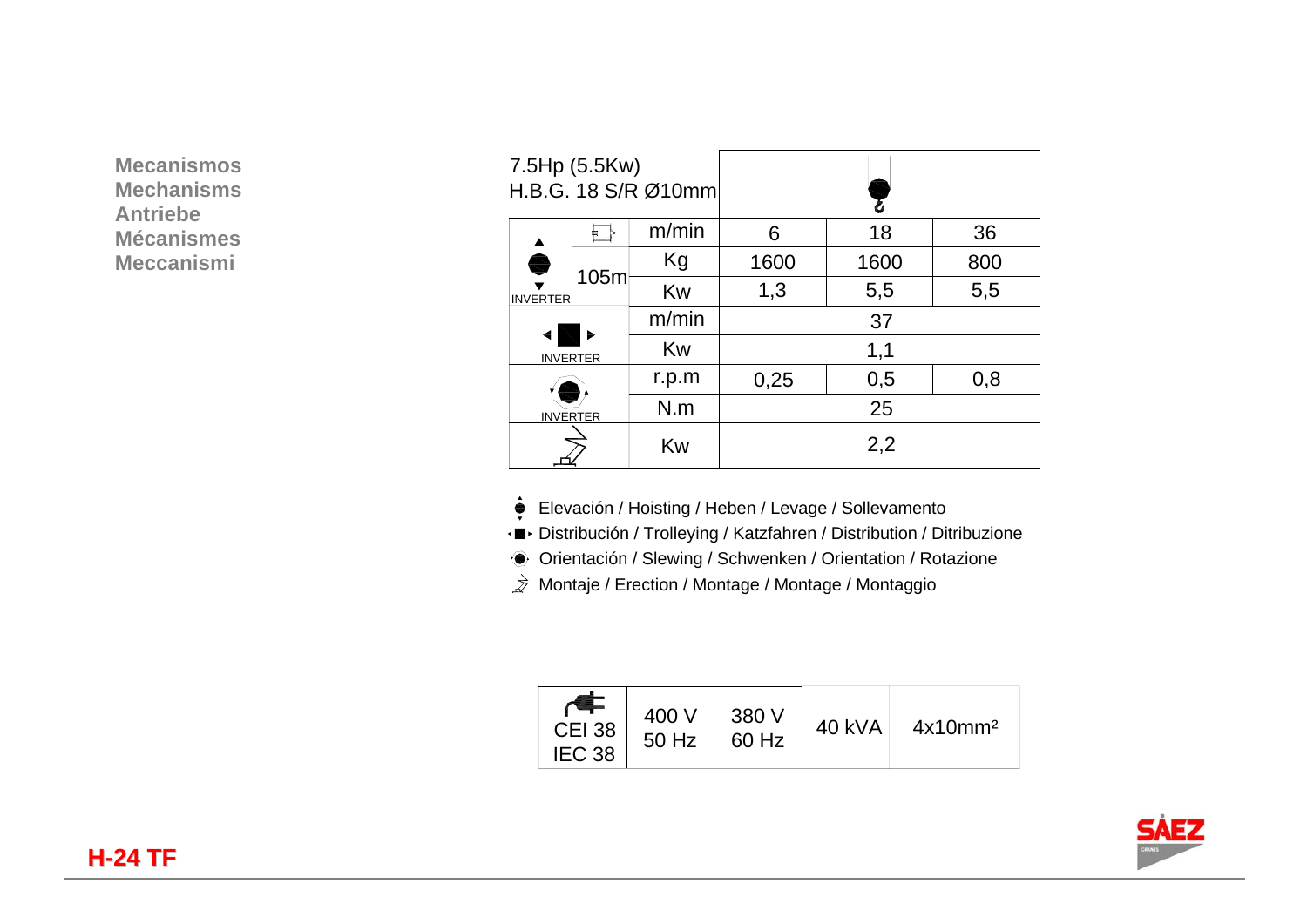Mecanismos
Mechanisms
Antriebe
Mécanismes
Meccanismi

| 7.5Hp (5.5Kw) H.B.G. 18 S/R Ø10mm | | | Hoisting | | |
|---|---|---|---|---|---|
| Hoisting INVERTER | | m/min | 6 | 18 | 36 |
| | 105m | Kg | 1600 | 1600 | 800 |
| | | Kw | 1,3 | 5,5 | 5,5 |
| Trolleying INVERTER | | m/min | 37 | | |
| | | Kw | 1,1 | | |
| Slewing INVERTER | | r.p.m | 0,25 | 0,5 | 0,8 |
| | | N.m | 25 | | |
| Erection | | Kw | 2,2 | | |

- Elevación / Hoisting / Heben / Levage / Sollevamento
- Distribución / Trolleying / Katzfahren / Distribution / Ditribuzione
- Orientación / Slewing / Schwenken / Orientation / Rotazione
- Montaje / Erection / Montage / Montage / Montaggio

| CEI 38 IEC 38 | 400 V 50 Hz | 380 V 60 Hz | 40 kVA | 4x10mm² |
|---|---|---|---|---|

**H-24 TF**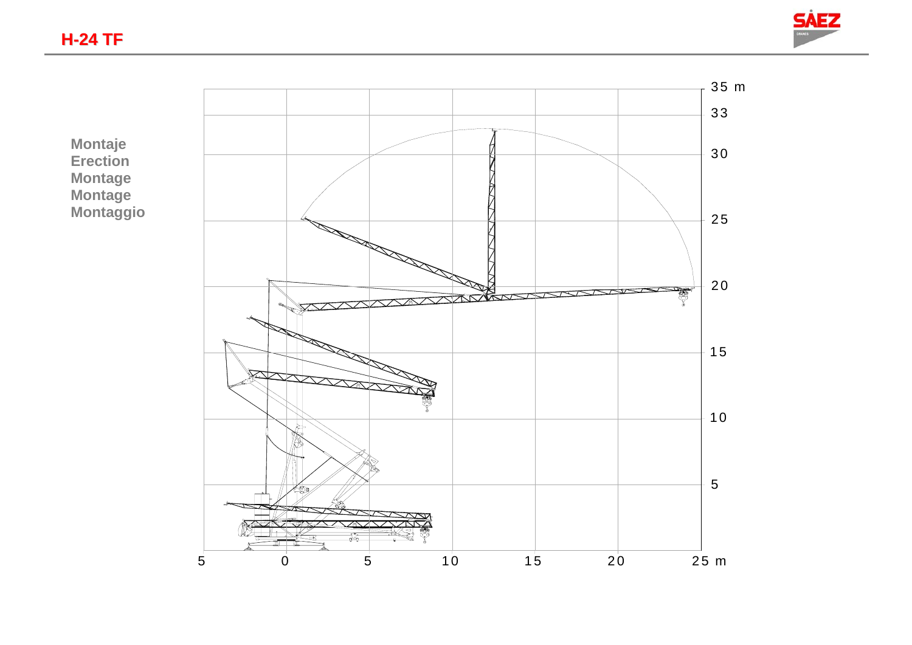## H-24 TF

**Montaje**
**Erection**
**Montage**
**Montage**
**Montaggio**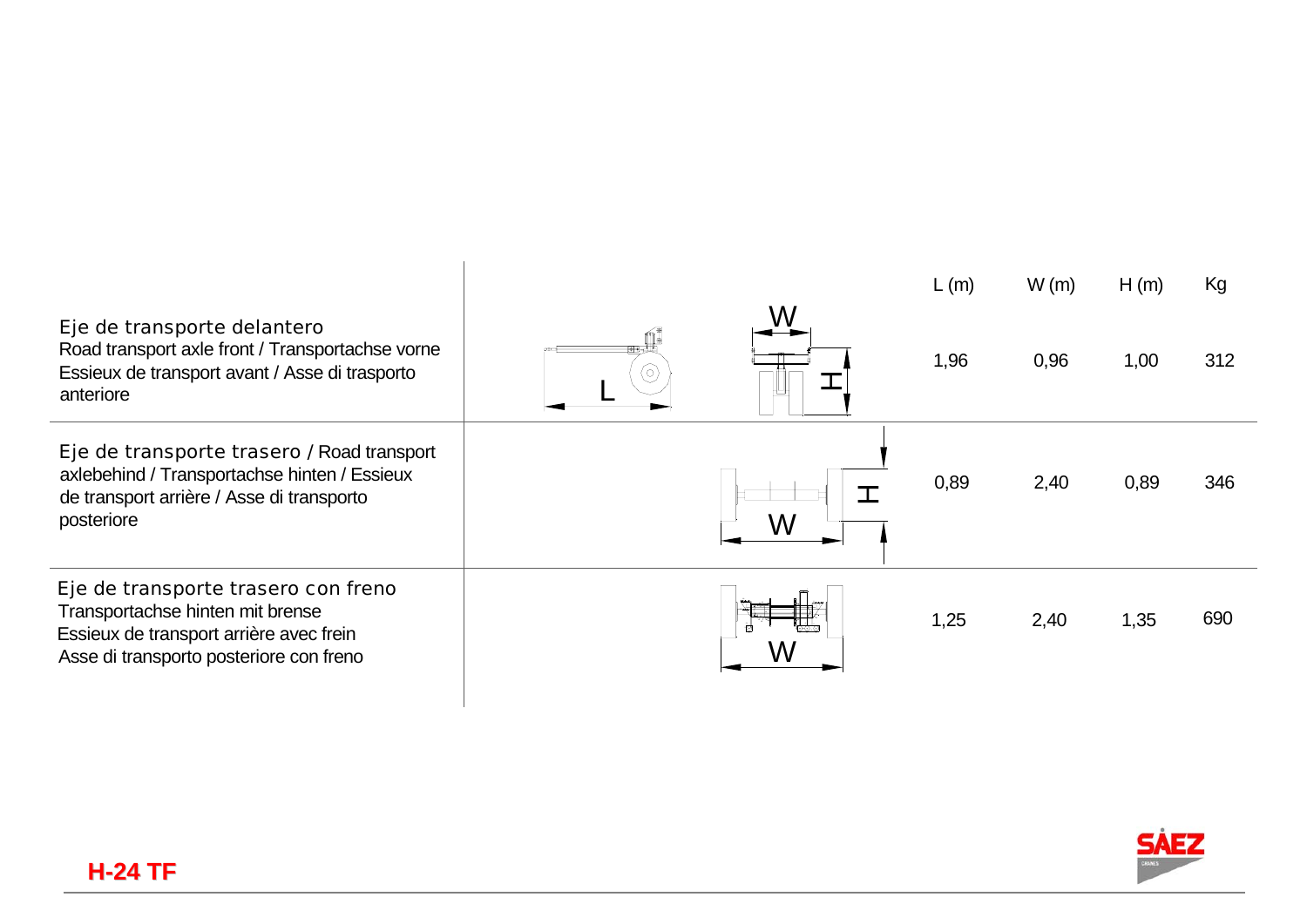| | L (m) | W (m) | H (m) | Kg |
|---|---|---|---|---|
| Eje de transporte delantero<br>Road transport axle front / Transportachse vorne<br>Essieux de transport avant / Asse di trasporto anteriore | 1,96 | 0,96 | 1,00 | 312 |
| Eje de transporte trasero / Road transport axlebehind / Transportachse hinten / Essieux de transport arrière / Asse di transporto posteriore | 0,89 | 2,40 | 0,89 | 346 |
| Eje de transporte trasero con freno<br>Transportachse hinten mit brense<br>Essieux de transport arrière avec frein<br>Asse di transporto posteriore con freno | 1,25 | 2,40 | 1,35 | 690 |

**H-24 TF**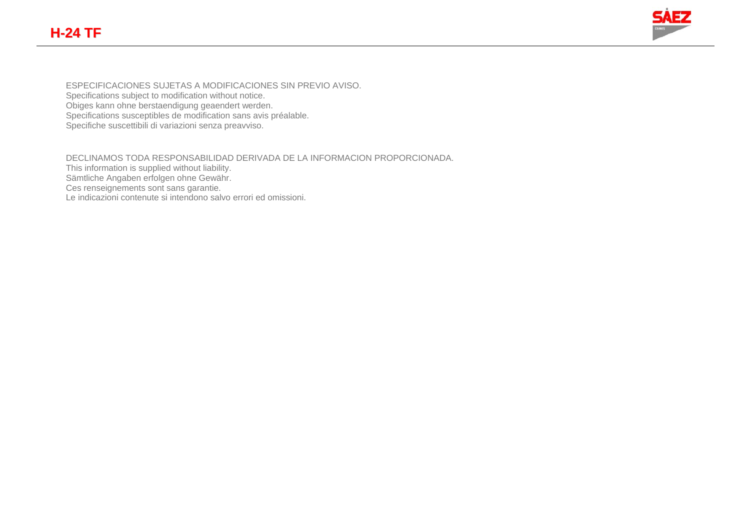ESPECIFICACIONES SUJETAS A MODIFICACIONES SIN PREVIO AVISO.
Specifications subject to modification without notice.
Obiges kann ohne berstaendigung geaendert werden.
Specifications susceptibles de modification sans avis préalable.
Specifiche suscettibili di variazioni senza preavviso.

DECLINAMOS TODA RESPONSABILIDAD DERIVADA DE LA INFORMACION PROPORCIONADA.
This information is supplied without liability.
Sämtliche Angaben erfolgen ohne Gewähr.
Ces renseignements sont sans garantie.
Le indicazioni contenute si intendono salvo errori ed omissioni.